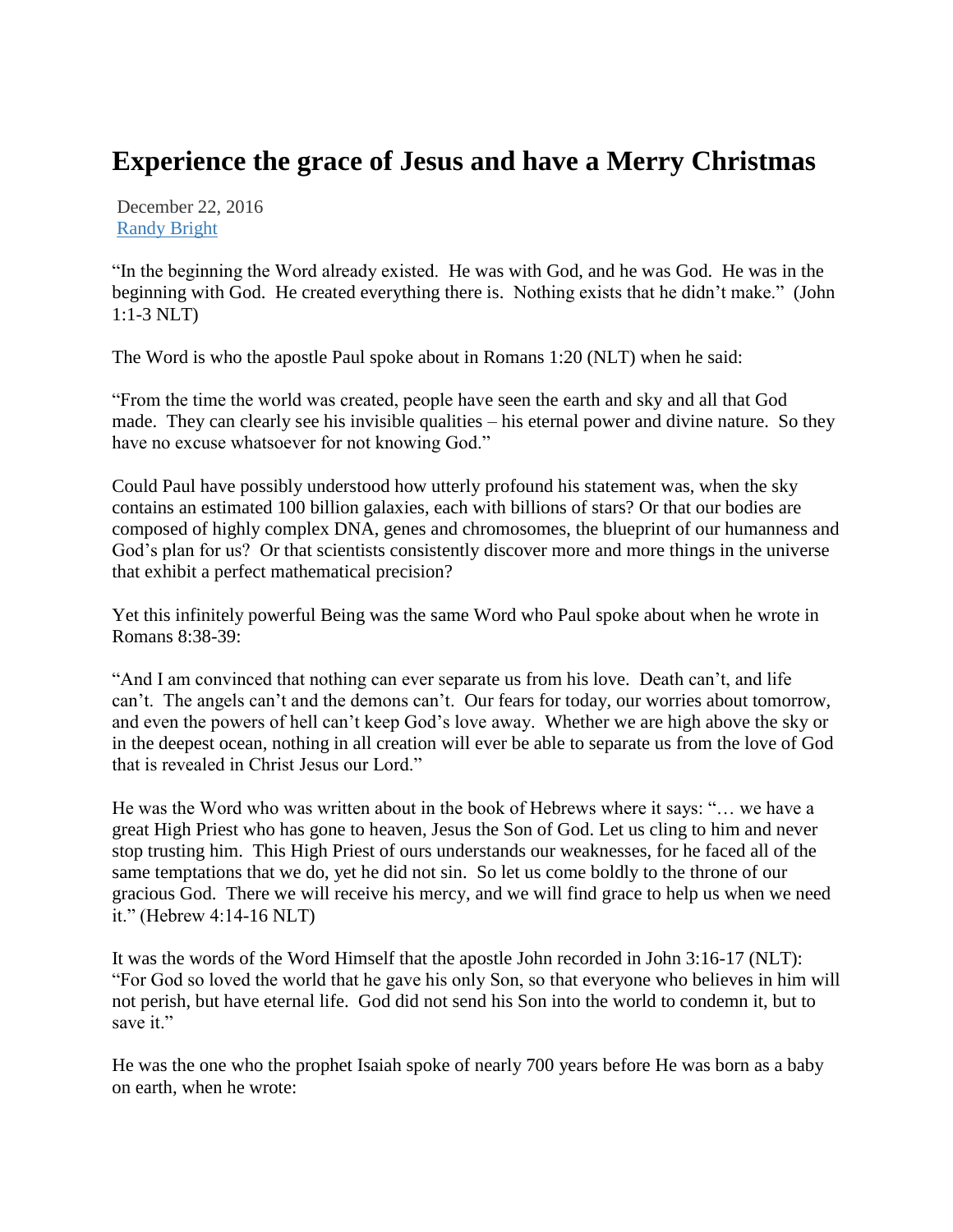# Experience the grace of Jesus and have a Merry Christmas

December 22, 2016
[Randy Bright]

"In the beginning the Word already existed. He was with God, and he was God. He was in the beginning with God. He created everything there is. Nothing exists that he didn't make." (John 1:1-3 NLT)

The Word is who the apostle Paul spoke about in Romans 1:20 (NLT) when he said:

"From the time the world was created, people have seen the earth and sky and all that God made. They can clearly see his invisible qualities – his eternal power and divine nature. So they have no excuse whatsoever for not knowing God."

Could Paul have possibly understood how utterly profound his statement was, when the sky contains an estimated 100 billion galaxies, each with billions of stars? Or that our bodies are composed of highly complex DNA, genes and chromosomes, the blueprint of our humanness and God's plan for us? Or that scientists consistently discover more and more things in the universe that exhibit a perfect mathematical precision?

Yet this infinitely powerful Being was the same Word who Paul spoke about when he wrote in Romans 8:38-39:

"And I am convinced that nothing can ever separate us from his love. Death can't, and life can't. The angels can't and the demons can't. Our fears for today, our worries about tomorrow, and even the powers of hell can't keep God's love away. Whether we are high above the sky or in the deepest ocean, nothing in all creation will ever be able to separate us from the love of God that is revealed in Christ Jesus our Lord."

He was the Word who was written about in the book of Hebrews where it says: "… we have a great High Priest who has gone to heaven, Jesus the Son of God. Let us cling to him and never stop trusting him. This High Priest of ours understands our weaknesses, for he faced all of the same temptations that we do, yet he did not sin. So let us come boldly to the throne of our gracious God. There we will receive his mercy, and we will find grace to help us when we need it." (Hebrew 4:14-16 NLT)

It was the words of the Word Himself that the apostle John recorded in John 3:16-17 (NLT): "For God so loved the world that he gave his only Son, so that everyone who believes in him will not perish, but have eternal life. God did not send his Son into the world to condemn it, but to save it."

He was the one who the prophet Isaiah spoke of nearly 700 years before He was born as a baby on earth, when he wrote: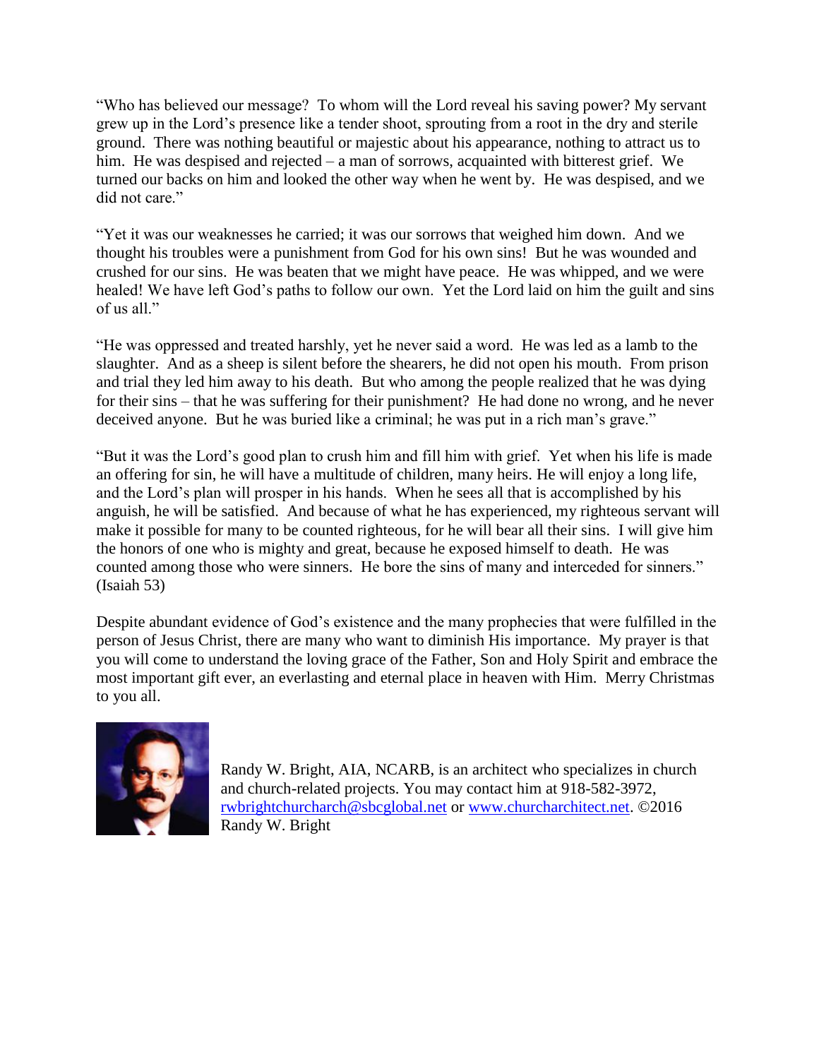"Who has believed our message? To whom will the Lord reveal his saving power? My servant grew up in the Lord's presence like a tender shoot, sprouting from a root in the dry and sterile ground. There was nothing beautiful or majestic about his appearance, nothing to attract us to him. He was despised and rejected – a man of sorrows, acquainted with bitterest grief. We turned our backs on him and looked the other way when he went by. He was despised, and we did not care."

"Yet it was our weaknesses he carried; it was our sorrows that weighed him down. And we thought his troubles were a punishment from God for his own sins! But he was wounded and crushed for our sins. He was beaten that we might have peace. He was whipped, and we were healed! We have left God's paths to follow our own. Yet the Lord laid on him the guilt and sins of us all."

"He was oppressed and treated harshly, yet he never said a word. He was led as a lamb to the slaughter. And as a sheep is silent before the shearers, he did not open his mouth. From prison and trial they led him away to his death. But who among the people realized that he was dying for their sins – that he was suffering for their punishment? He had done no wrong, and he never deceived anyone. But he was buried like a criminal; he was put in a rich man's grave."

"But it was the Lord's good plan to crush him and fill him with grief. Yet when his life is made an offering for sin, he will have a multitude of children, many heirs. He will enjoy a long life, and the Lord's plan will prosper in his hands. When he sees all that is accomplished by his anguish, he will be satisfied. And because of what he has experienced, my righteous servant will make it possible for many to be counted righteous, for he will bear all their sins. I will give him the honors of one who is mighty and great, because he exposed himself to death. He was counted among those who were sinners. He bore the sins of many and interceded for sinners." (Isaiah 53)

Despite abundant evidence of God's existence and the many prophecies that were fulfilled in the person of Jesus Christ, there are many who want to diminish His importance. My prayer is that you will come to understand the loving grace of the Father, Son and Holy Spirit and embrace the most important gift ever, an everlasting and eternal place in heaven with Him. Merry Christmas to you all.

Randy W. Bright, AIA, NCARB, is an architect who specializes in church and church-related projects. You may contact him at 918-582-3972, rwbrightchurcharch@sbcglobal.net or www.churcharchitect.net. ©2016 Randy W. Bright